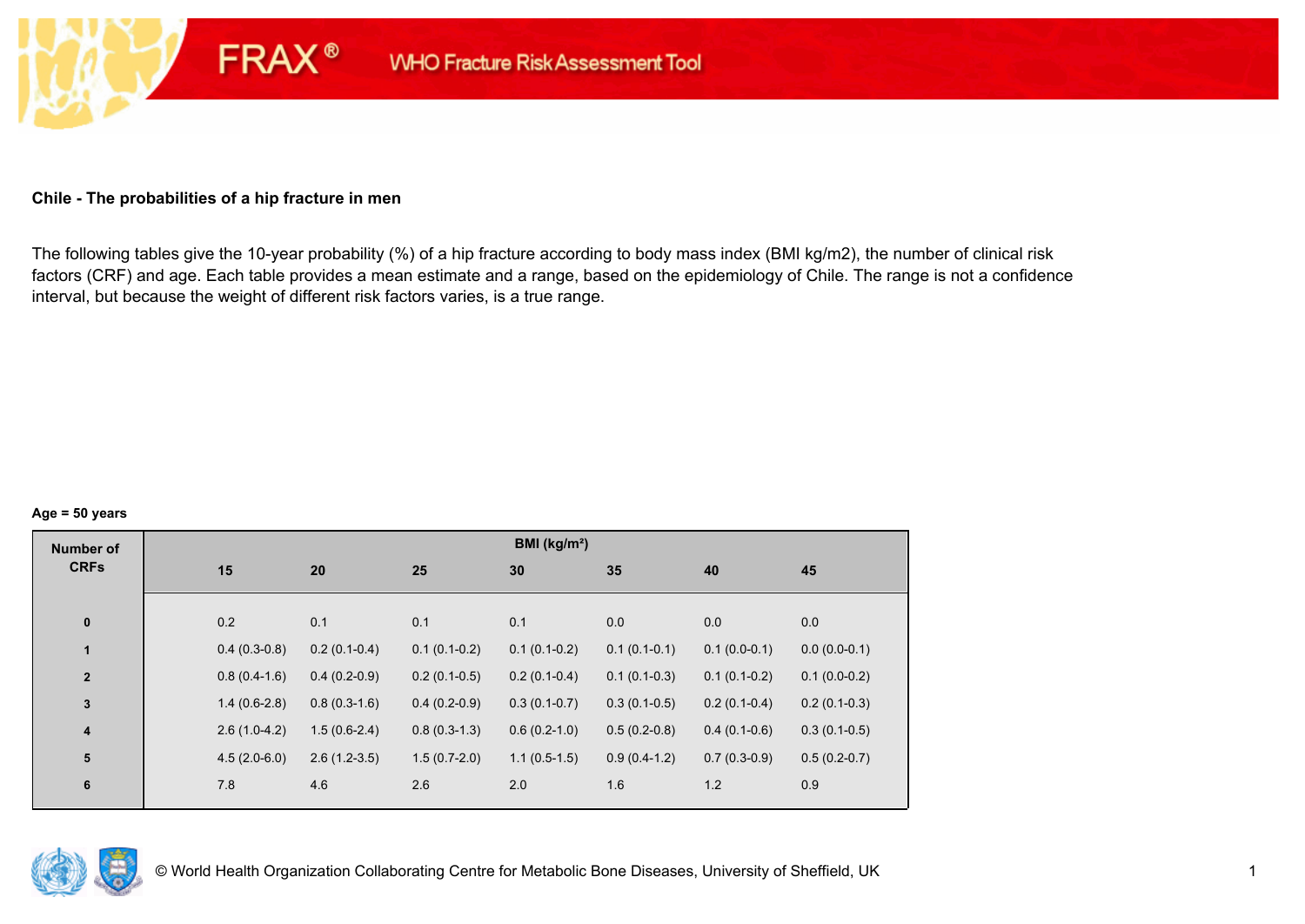FRAX® WHO Fracture Risk Assessment Tool

**Chile - The probabilities of a hip fracture in men**

The following tables give the 10-year probability (%) of a hip fracture according to body mass index (BMI kg/m2), the number of clinical risk factors (CRF) and age. Each table provides a mean estimate and a range, based on the epidemiology of Chile. The range is not a confidence interval, but because the weight of different risk factors varies, is a true range.

**Age = 50 years**

| Number of CRFs | BMI (kg/m²) | | | | | | |
|---|---|---|---|---|---|---|---|
| | 15 | 20 | 25 | 30 | 35 | 40 | 45 |
| 0 | 0.2 | 0.1 | 0.1 | 0.1 | 0.0 | 0.0 | 0.0 |
| 1 | 0.4 (0.3-0.8) | 0.2 (0.1-0.4) | 0.1 (0.1-0.2) | 0.1 (0.1-0.2) | 0.1 (0.1-0.1) | 0.1 (0.0-0.1) | 0.0 (0.0-0.1) |
| 2 | 0.8 (0.4-1.6) | 0.4 (0.2-0.9) | 0.2 (0.1-0.5) | 0.2 (0.1-0.4) | 0.1 (0.1-0.3) | 0.1 (0.1-0.2) | 0.1 (0.0-0.2) |
| 3 | 1.4 (0.6-2.8) | 0.8 (0.3-1.6) | 0.4 (0.2-0.9) | 0.3 (0.1-0.7) | 0.3 (0.1-0.5) | 0.2 (0.1-0.4) | 0.2 (0.1-0.3) |
| 4 | 2.6 (1.0-4.2) | 1.5 (0.6-2.4) | 0.8 (0.3-1.3) | 0.6 (0.2-1.0) | 0.5 (0.2-0.8) | 0.4 (0.1-0.6) | 0.3 (0.1-0.5) |
| 5 | 4.5 (2.0-6.0) | 2.6 (1.2-3.5) | 1.5 (0.7-2.0) | 1.1 (0.5-1.5) | 0.9 (0.4-1.2) | 0.7 (0.3-0.9) | 0.5 (0.2-0.7) |
| 6 | 7.8 | 4.6 | 2.6 | 2.0 | 1.6 | 1.2 | 0.9 |

© World Health Organization Collaborating Centre for Metabolic Bone Diseases, University of Sheffield, UK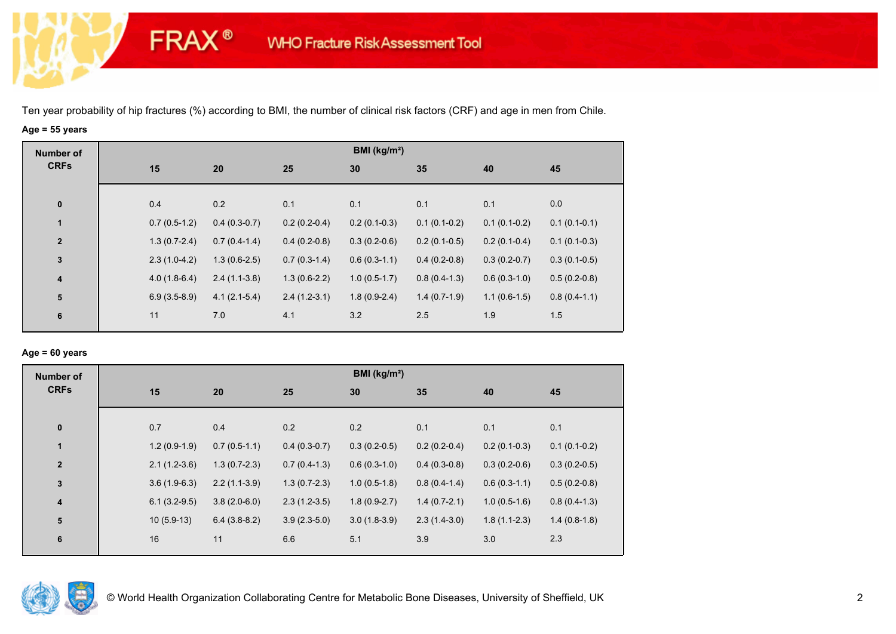Ten year probability of hip fractures (%) according to BMI, the number of clinical risk factors (CRF) and age in men from Chile.

**Age = 55 years**

| Number of CRFs | BMI (kg/m²) | | | | | | |
|---|---|---|---|---|---|---|---|
| | 15 | 20 | 25 | 30 | 35 | 40 | 45 |
| 0 | 0.4 | 0.2 | 0.1 | 0.1 | 0.1 | 0.1 | 0.0 |
| 1 | 0.7 (0.5-1.2) | 0.4 (0.3-0.7) | 0.2 (0.2-0.4) | 0.2 (0.1-0.3) | 0.1 (0.1-0.2) | 0.1 (0.1-0.2) | 0.1 (0.1-0.1) |
| 2 | 1.3 (0.7-2.4) | 0.7 (0.4-1.4) | 0.4 (0.2-0.8) | 0.3 (0.2-0.6) | 0.2 (0.1-0.5) | 0.2 (0.1-0.4) | 0.1 (0.1-0.3) |
| 3 | 2.3 (1.0-4.2) | 1.3 (0.6-2.5) | 0.7 (0.3-1.4) | 0.6 (0.3-1.1) | 0.4 (0.2-0.8) | 0.3 (0.2-0.7) | 0.3 (0.1-0.5) |
| 4 | 4.0 (1.8-6.4) | 2.4 (1.1-3.8) | 1.3 (0.6-2.2) | 1.0 (0.5-1.7) | 0.8 (0.4-1.3) | 0.6 (0.3-1.0) | 0.5 (0.2-0.8) |
| 5 | 6.9 (3.5-8.9) | 4.1 (2.1-5.4) | 2.4 (1.2-3.1) | 1.8 (0.9-2.4) | 1.4 (0.7-1.9) | 1.1 (0.6-1.5) | 0.8 (0.4-1.1) |
| 6 | 11 | 7.0 | 4.1 | 3.2 | 2.5 | 1.9 | 1.5 |

**Age = 60 years**

| Number of CRFs | BMI (kg/m²) | | | | | | |
|---|---|---|---|---|---|---|---|
| | 15 | 20 | 25 | 30 | 35 | 40 | 45 |
| 0 | 0.7 | 0.4 | 0.2 | 0.2 | 0.1 | 0.1 | 0.1 |
| 1 | 1.2 (0.9-1.9) | 0.7 (0.5-1.1) | 0.4 (0.3-0.7) | 0.3 (0.2-0.5) | 0.2 (0.2-0.4) | 0.2 (0.1-0.3) | 0.1 (0.1-0.2) |
| 2 | 2.1 (1.2-3.6) | 1.3 (0.7-2.3) | 0.7 (0.4-1.3) | 0.6 (0.3-1.0) | 0.4 (0.3-0.8) | 0.3 (0.2-0.6) | 0.3 (0.2-0.5) |
| 3 | 3.6 (1.9-6.3) | 2.2 (1.1-3.9) | 1.3 (0.7-2.3) | 1.0 (0.5-1.8) | 0.8 (0.4-1.4) | 0.6 (0.3-1.1) | 0.5 (0.2-0.8) |
| 4 | 6.1 (3.2-9.5) | 3.8 (2.0-6.0) | 2.3 (1.2-3.5) | 1.8 (0.9-2.7) | 1.4 (0.7-2.1) | 1.0 (0.5-1.6) | 0.8 (0.4-1.3) |
| 5 | 10 (5.9-13) | 6.4 (3.8-8.2) | 3.9 (2.3-5.0) | 3.0 (1.8-3.9) | 2.3 (1.4-3.0) | 1.8 (1.1-2.3) | 1.4 (0.8-1.8) |
| 6 | 16 | 11 | 6.6 | 5.1 | 3.9 | 3.0 | 2.3 |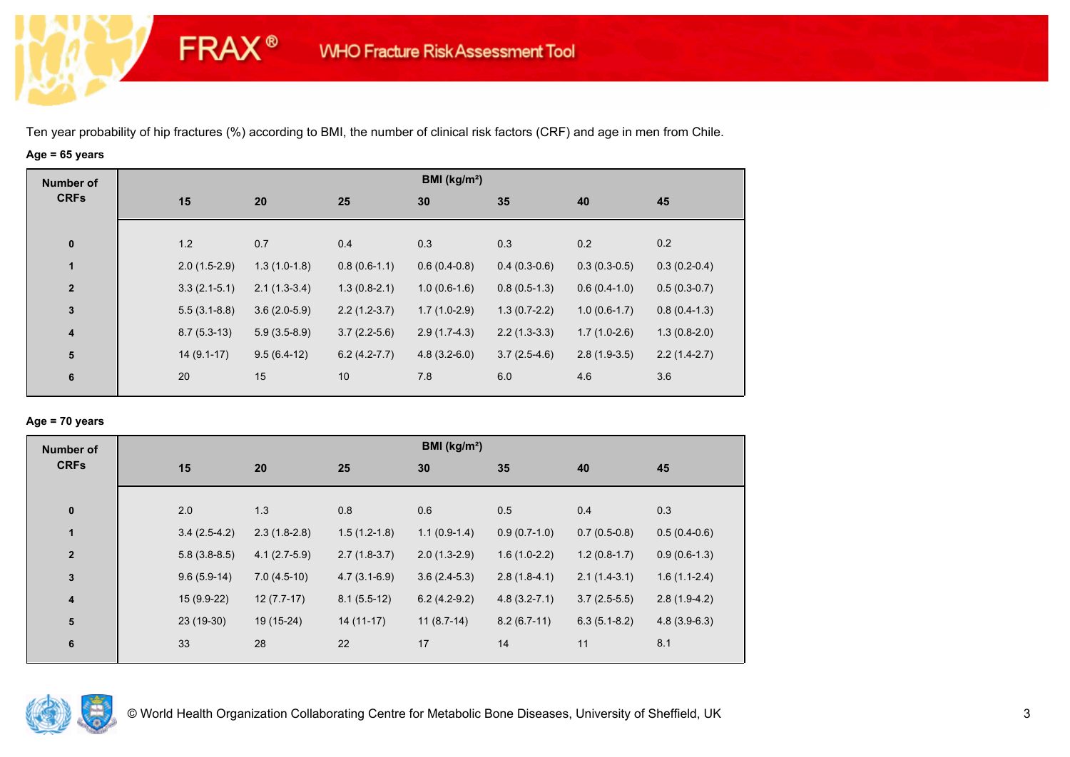# FRAX® WHO Fracture Risk Assessment Tool

Ten year probability of hip fractures (%) according to BMI, the number of clinical risk factors (CRF) and age in men from Chile.

**Age = 65 years**

| Number of CRFs | BMI (kg/m²) | | | | | | |
|---|---|---|---|---|---|---|---|
| | **15** | **20** | **25** | **30** | **35** | **40** | **45** |
| **0** | 1.2 | 0.7 | 0.4 | 0.3 | 0.3 | 0.2 | 0.2 |
| **1** | 2.0 (1.5-2.9) | 1.3 (1.0-1.8) | 0.8 (0.6-1.1) | 0.6 (0.4-0.8) | 0.4 (0.3-0.6) | 0.3 (0.3-0.5) | 0.3 (0.2-0.4) |
| **2** | 3.3 (2.1-5.1) | 2.1 (1.3-3.4) | 1.3 (0.8-2.1) | 1.0 (0.6-1.6) | 0.8 (0.5-1.3) | 0.6 (0.4-1.0) | 0.5 (0.3-0.7) |
| **3** | 5.5 (3.1-8.8) | 3.6 (2.0-5.9) | 2.2 (1.2-3.7) | 1.7 (1.0-2.9) | 1.3 (0.7-2.2) | 1.0 (0.6-1.7) | 0.8 (0.4-1.3) |
| **4** | 8.7 (5.3-13) | 5.9 (3.5-8.9) | 3.7 (2.2-5.6) | 2.9 (1.7-4.3) | 2.2 (1.3-3.3) | 1.7 (1.0-2.6) | 1.3 (0.8-2.0) |
| **5** | 14 (9.1-17) | 9.5 (6.4-12) | 6.2 (4.2-7.7) | 4.8 (3.2-6.0) | 3.7 (2.5-4.6) | 2.8 (1.9-3.5) | 2.2 (1.4-2.7) |
| **6** | 20 | 15 | 10 | 7.8 | 6.0 | 4.6 | 3.6 |

**Age = 70 years**

| Number of CRFs | BMI (kg/m²) | | | | | | |
|---|---|---|---|---|---|---|---|
| | **15** | **20** | **25** | **30** | **35** | **40** | **45** |
| **0** | 2.0 | 1.3 | 0.8 | 0.6 | 0.5 | 0.4 | 0.3 |
| **1** | 3.4 (2.5-4.2) | 2.3 (1.8-2.8) | 1.5 (1.2-1.8) | 1.1 (0.9-1.4) | 0.9 (0.7-1.0) | 0.7 (0.5-0.8) | 0.5 (0.4-0.6) |
| **2** | 5.8 (3.8-8.5) | 4.1 (2.7-5.9) | 2.7 (1.8-3.7) | 2.0 (1.3-2.9) | 1.6 (1.0-2.2) | 1.2 (0.8-1.7) | 0.9 (0.6-1.3) |
| **3** | 9.6 (5.9-14) | 7.0 (4.5-10) | 4.7 (3.1-6.9) | 3.6 (2.4-5.3) | 2.8 (1.8-4.1) | 2.1 (1.4-3.1) | 1.6 (1.1-2.4) |
| **4** | 15 (9.9-22) | 12 (7.7-17) | 8.1 (5.5-12) | 6.2 (4.2-9.2) | 4.8 (3.2-7.1) | 3.7 (2.5-5.5) | 2.8 (1.9-4.2) |
| **5** | 23 (19-30) | 19 (15-24) | 14 (11-17) | 11 (8.7-14) | 8.2 (6.7-11) | 6.3 (5.1-8.2) | 4.8 (3.9-6.3) |
| **6** | 33 | 28 | 22 | 17 | 14 | 11 | 8.1 |

© World Health Organization Collaborating Centre for Metabolic Bone Diseases, University of Sheffield, UK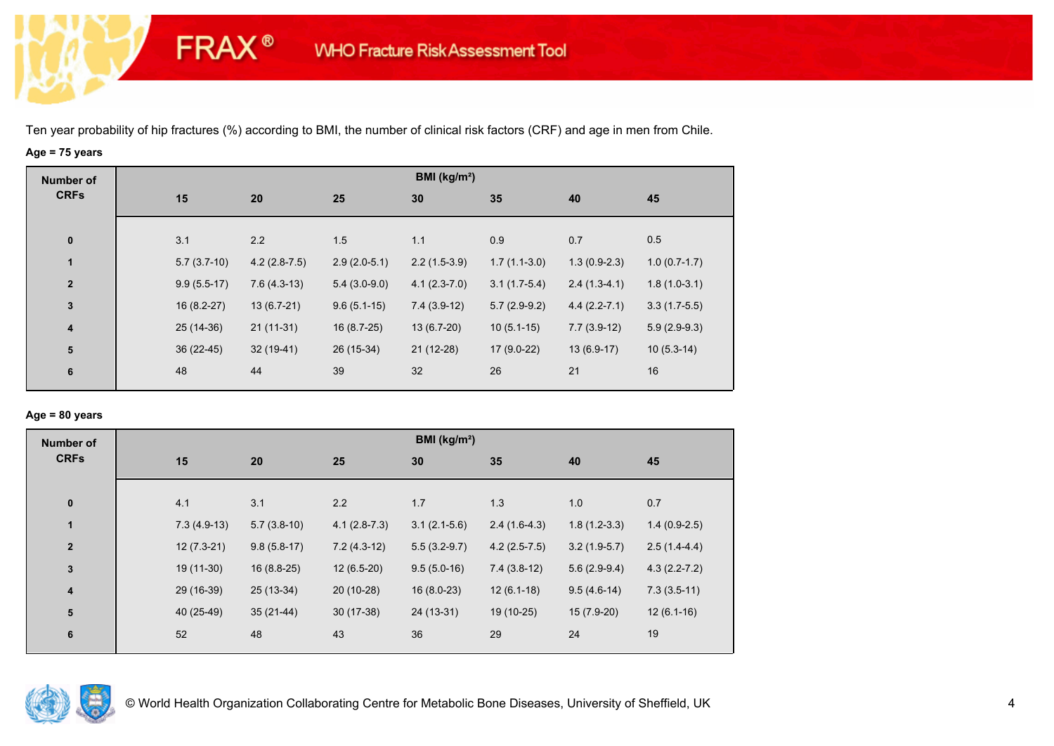Ten year probability of hip fractures (%) according to BMI, the number of clinical risk factors (CRF) and age in men from Chile.

**Age = 75 years**

| Number of CRFs | BMI (kg/m²) | | | | | | |
|---|---|---|---|---|---|---|---|
| | 15 | 20 | 25 | 30 | 35 | 40 | 45 |
| 0 | 3.1 | 2.2 | 1.5 | 1.1 | 0.9 | 0.7 | 0.5 |
| 1 | 5.7 (3.7-10) | 4.2 (2.8-7.5) | 2.9 (2.0-5.1) | 2.2 (1.5-3.9) | 1.7 (1.1-3.0) | 1.3 (0.9-2.3) | 1.0 (0.7-1.7) |
| 2 | 9.9 (5.5-17) | 7.6 (4.3-13) | 5.4 (3.0-9.0) | 4.1 (2.3-7.0) | 3.1 (1.7-5.4) | 2.4 (1.3-4.1) | 1.8 (1.0-3.1) |
| 3 | 16 (8.2-27) | 13 (6.7-21) | 9.6 (5.1-15) | 7.4 (3.9-12) | 5.7 (2.9-9.2) | 4.4 (2.2-7.1) | 3.3 (1.7-5.5) |
| 4 | 25 (14-36) | 21 (11-31) | 16 (8.7-25) | 13 (6.7-20) | 10 (5.1-15) | 7.7 (3.9-12) | 5.9 (2.9-9.3) |
| 5 | 36 (22-45) | 32 (19-41) | 26 (15-34) | 21 (12-28) | 17 (9.0-22) | 13 (6.9-17) | 10 (5.3-14) |
| 6 | 48 | 44 | 39 | 32 | 26 | 21 | 16 |

**Age = 80 years**

| Number of CRFs | BMI (kg/m²) | | | | | | |
|---|---|---|---|---|---|---|---|
| | 15 | 20 | 25 | 30 | 35 | 40 | 45 |
| 0 | 4.1 | 3.1 | 2.2 | 1.7 | 1.3 | 1.0 | 0.7 |
| 1 | 7.3 (4.9-13) | 5.7 (3.8-10) | 4.1 (2.8-7.3) | 3.1 (2.1-5.6) | 2.4 (1.6-4.3) | 1.8 (1.2-3.3) | 1.4 (0.9-2.5) |
| 2 | 12 (7.3-21) | 9.8 (5.8-17) | 7.2 (4.3-12) | 5.5 (3.2-9.7) | 4.2 (2.5-7.5) | 3.2 (1.9-5.7) | 2.5 (1.4-4.4) |
| 3 | 19 (11-30) | 16 (8.8-25) | 12 (6.5-20) | 9.5 (5.0-16) | 7.4 (3.8-12) | 5.6 (2.9-9.4) | 4.3 (2.2-7.2) |
| 4 | 29 (16-39) | 25 (13-34) | 20 (10-28) | 16 (8.0-23) | 12 (6.1-18) | 9.5 (4.6-14) | 7.3 (3.5-11) |
| 5 | 40 (25-49) | 35 (21-44) | 30 (17-38) | 24 (13-31) | 19 (10-25) | 15 (7.9-20) | 12 (6.1-16) |
| 6 | 52 | 48 | 43 | 36 | 29 | 24 | 19 |

© World Health Organization Collaborating Centre for Metabolic Bone Diseases, University of Sheffield, UK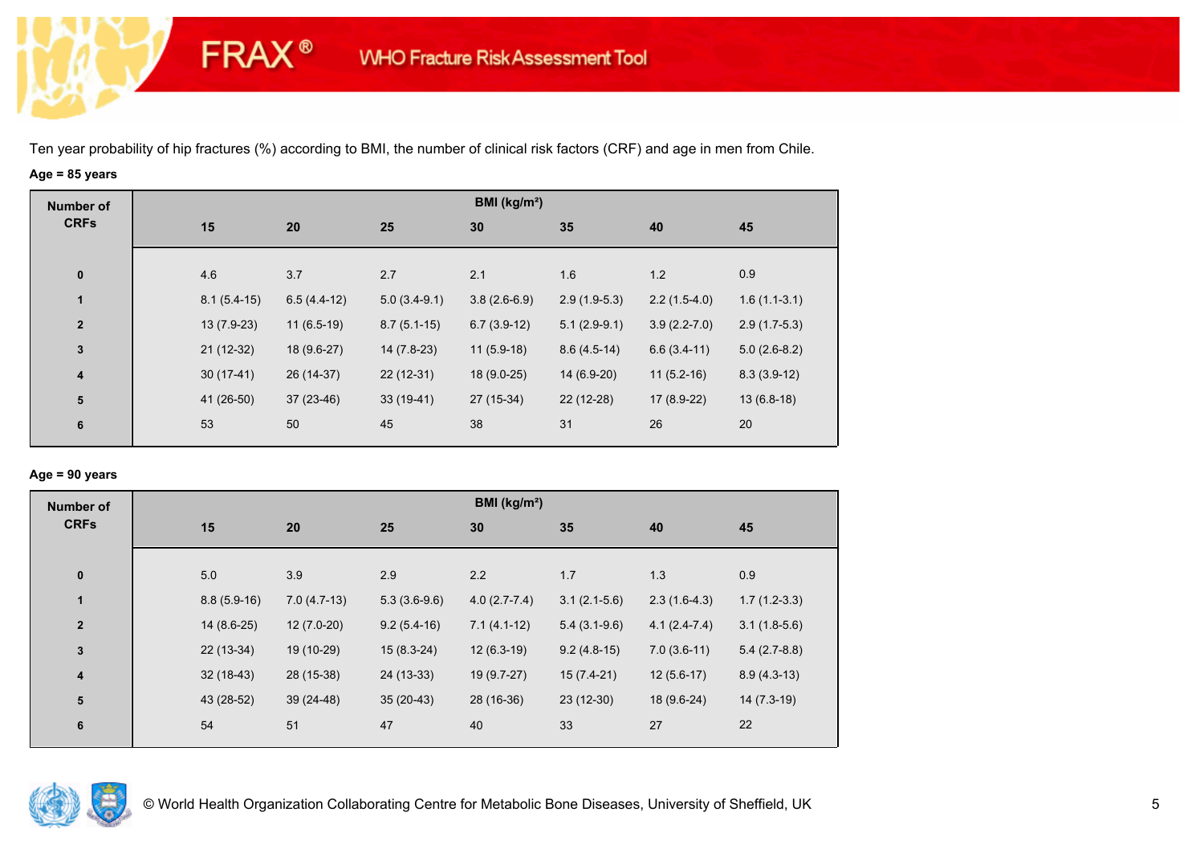FRAX® WHO Fracture Risk Assessment Tool

Ten year probability of hip fractures (%) according to BMI, the number of clinical risk factors (CRF) and age in men from Chile.

**Age = 85 years**

| Number of CRFs | BMI (kg/m²) | | | | | | |
|---|---|---|---|---|---|---|---|
| | 15 | 20 | 25 | 30 | 35 | 40 | 45 |
| 0 | 4.6 | 3.7 | 2.7 | 2.1 | 1.6 | 1.2 | 0.9 |
| 1 | 8.1 (5.4-15) | 6.5 (4.4-12) | 5.0 (3.4-9.1) | 3.8 (2.6-6.9) | 2.9 (1.9-5.3) | 2.2 (1.5-4.0) | 1.6 (1.1-3.1) |
| 2 | 13 (7.9-23) | 11 (6.5-19) | 8.7 (5.1-15) | 6.7 (3.9-12) | 5.1 (2.9-9.1) | 3.9 (2.2-7.0) | 2.9 (1.7-5.3) |
| 3 | 21 (12-32) | 18 (9.6-27) | 14 (7.8-23) | 11 (5.9-18) | 8.6 (4.5-14) | 6.6 (3.4-11) | 5.0 (2.6-8.2) |
| 4 | 30 (17-41) | 26 (14-37) | 22 (12-31) | 18 (9.0-25) | 14 (6.9-20) | 11 (5.2-16) | 8.3 (3.9-12) |
| 5 | 41 (26-50) | 37 (23-46) | 33 (19-41) | 27 (15-34) | 22 (12-28) | 17 (8.9-22) | 13 (6.8-18) |
| 6 | 53 | 50 | 45 | 38 | 31 | 26 | 20 |

**Age = 90 years**

| Number of CRFs | BMI (kg/m²) | | | | | | |
|---|---|---|---|---|---|---|---|
| | 15 | 20 | 25 | 30 | 35 | 40 | 45 |
| 0 | 5.0 | 3.9 | 2.9 | 2.2 | 1.7 | 1.3 | 0.9 |
| 1 | 8.8 (5.9-16) | 7.0 (4.7-13) | 5.3 (3.6-9.6) | 4.0 (2.7-7.4) | 3.1 (2.1-5.6) | 2.3 (1.6-4.3) | 1.7 (1.2-3.3) |
| 2 | 14 (8.6-25) | 12 (7.0-20) | 9.2 (5.4-16) | 7.1 (4.1-12) | 5.4 (3.1-9.6) | 4.1 (2.4-7.4) | 3.1 (1.8-5.6) |
| 3 | 22 (13-34) | 19 (10-29) | 15 (8.3-24) | 12 (6.3-19) | 9.2 (4.8-15) | 7.0 (3.6-11) | 5.4 (2.7-8.8) |
| 4 | 32 (18-43) | 28 (15-38) | 24 (13-33) | 19 (9.7-27) | 15 (7.4-21) | 12 (5.6-17) | 8.9 (4.3-13) |
| 5 | 43 (28-52) | 39 (24-48) | 35 (20-43) | 28 (16-36) | 23 (12-30) | 18 (9.6-24) | 14 (7.3-19) |
| 6 | 54 | 51 | 47 | 40 | 33 | 27 | 22 |

© World Health Organization Collaborating Centre for Metabolic Bone Diseases, University of Sheffield, UK